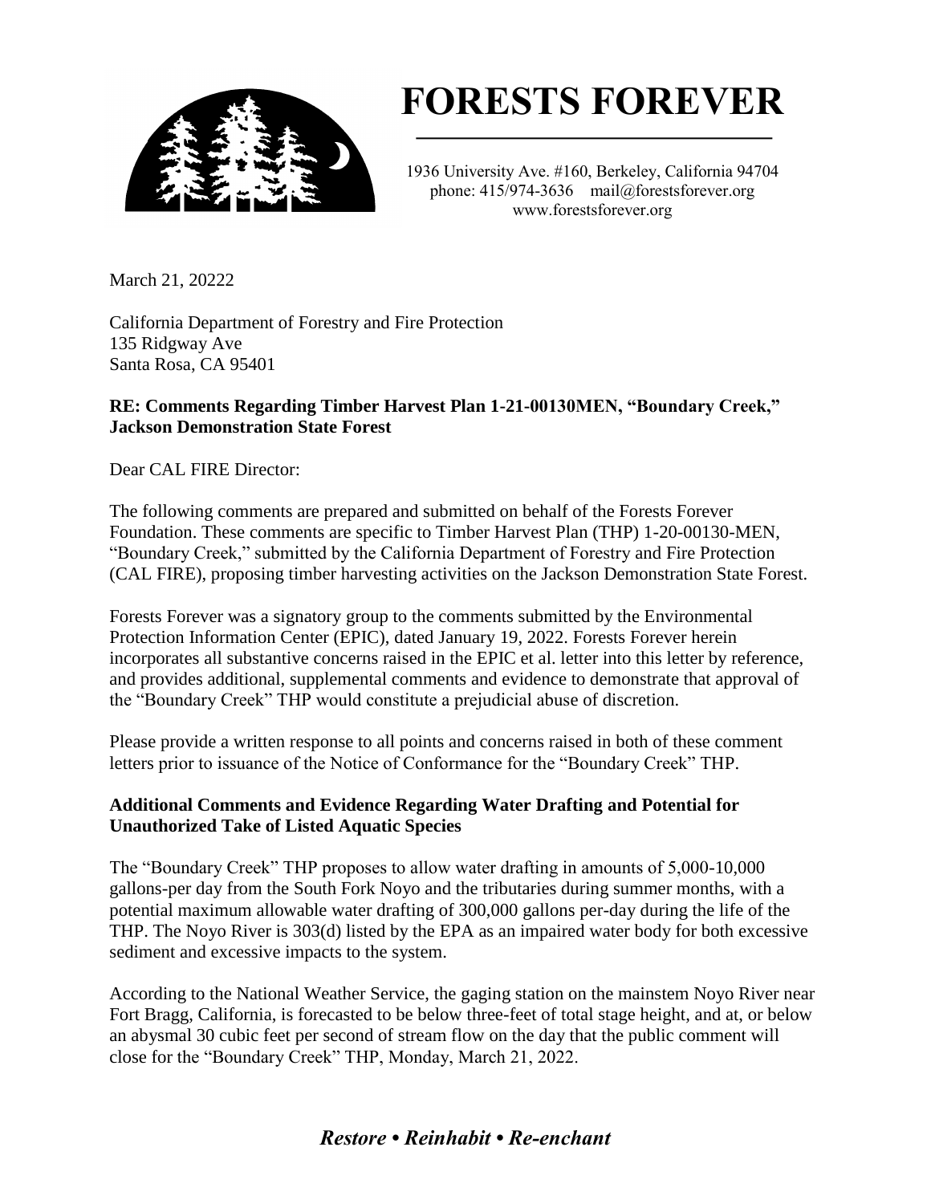# FORESTS FOREVER

1936 University Ave. #160, Berkeley, California 94704
phone: 415/974-3636 mail@forestsforever.org
www.forestsforever.org

March 21, 20222

California Department of Forestry and Fire Protection
135 Ridgway Ave
Santa Rosa, CA 95401

**RE: Comments Regarding Timber Harvest Plan 1-21-00130MEN, "Boundary Creek," Jackson Demonstration State Forest**

Dear CAL FIRE Director:

The following comments are prepared and submitted on behalf of the Forests Forever Foundation. These comments are specific to Timber Harvest Plan (THP) 1-20-00130-MEN, "Boundary Creek," submitted by the California Department of Forestry and Fire Protection (CAL FIRE), proposing timber harvesting activities on the Jackson Demonstration State Forest.

Forests Forever was a signatory group to the comments submitted by the Environmental Protection Information Center (EPIC), dated January 19, 2022. Forests Forever herein incorporates all substantive concerns raised in the EPIC et al. letter into this letter by reference, and provides additional, supplemental comments and evidence to demonstrate that approval of the "Boundary Creek" THP would constitute a prejudicial abuse of discretion.

Please provide a written response to all points and concerns raised in both of these comment letters prior to issuance of the Notice of Conformance for the "Boundary Creek" THP.

**Additional Comments and Evidence Regarding Water Drafting and Potential for Unauthorized Take of Listed Aquatic Species**

The "Boundary Creek" THP proposes to allow water drafting in amounts of 5,000-10,000 gallons-per day from the South Fork Noyo and the tributaries during summer months, with a potential maximum allowable water drafting of 300,000 gallons per-day during the life of the THP. The Noyo River is 303(d) listed by the EPA as an impaired water body for both excessive sediment and excessive impacts to the system.

According to the National Weather Service, the gaging station on the mainstem Noyo River near Fort Bragg, California, is forecasted to be below three-feet of total stage height, and at, or below an abysmal 30 cubic feet per second of stream flow on the day that the public comment will close for the "Boundary Creek" THP, Monday, March 21, 2022.

*Restore • Reinhabit • Re-enchant*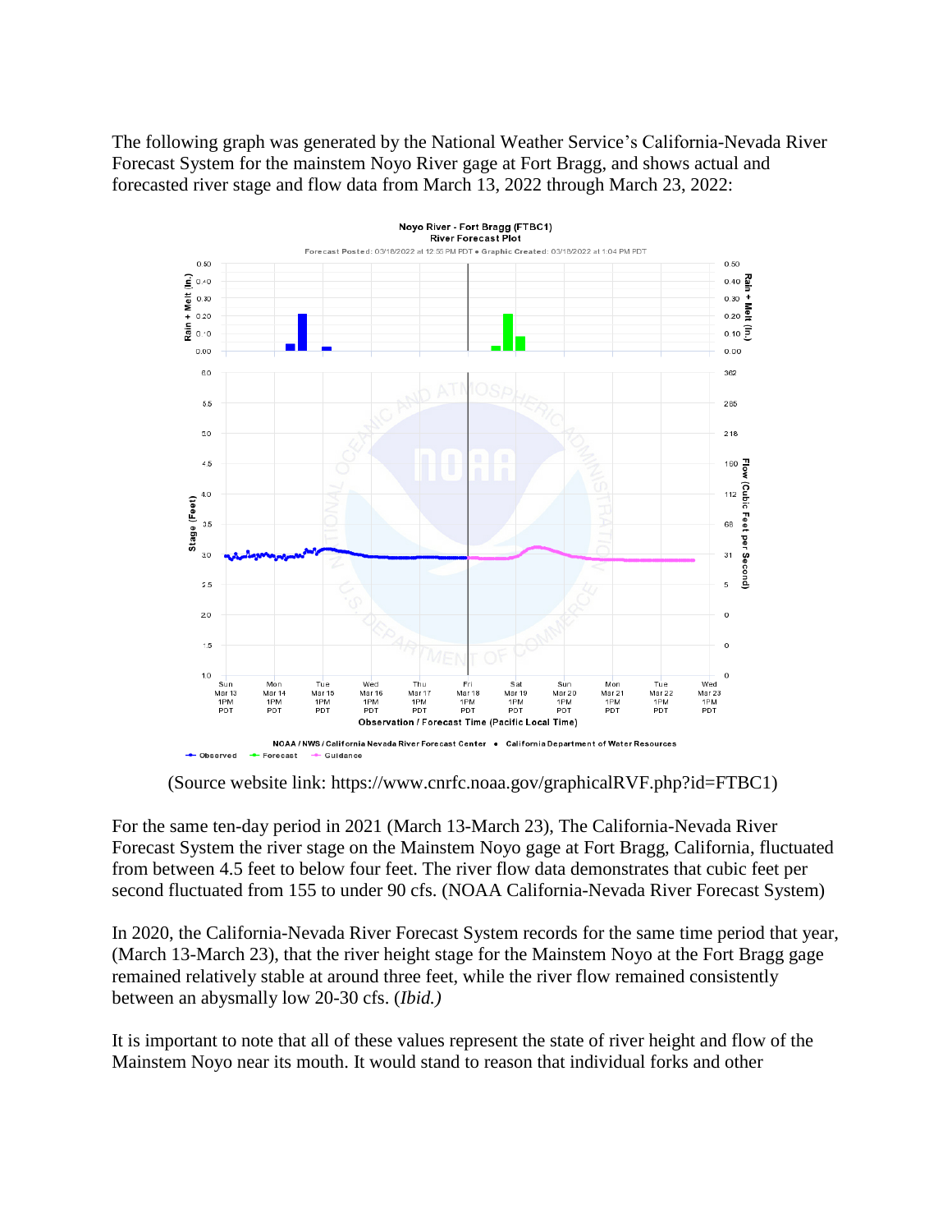The following graph was generated by the National Weather Service's California-Nevada River Forecast System for the mainstem Noyo River gage at Fort Bragg, and shows actual and forecasted river stage and flow data from March 13, 2022 through March 23, 2022:

(Source website link: https://www.cnrfc.noaa.gov/graphicalRVF.php?id=FTBC1)

For the same ten-day period in 2021 (March 13-March 23), The California-Nevada River Forecast System the river stage on the Mainstem Noyo gage at Fort Bragg, California, fluctuated from between 4.5 feet to below four feet. The river flow data demonstrates that cubic feet per second fluctuated from 155 to under 90 cfs. (NOAA California-Nevada River Forecast System)

In 2020, the California-Nevada River Forecast System records for the same time period that year, (March 13-March 23), that the river height stage for the Mainstem Noyo at the Fort Bragg gage remained relatively stable at around three feet, while the river flow remained consistently between an abysmally low 20-30 cfs. (*Ibid.)*

It is important to note that all of these values represent the state of river height and flow of the Mainstem Noyo near its mouth. It would stand to reason that individual forks and other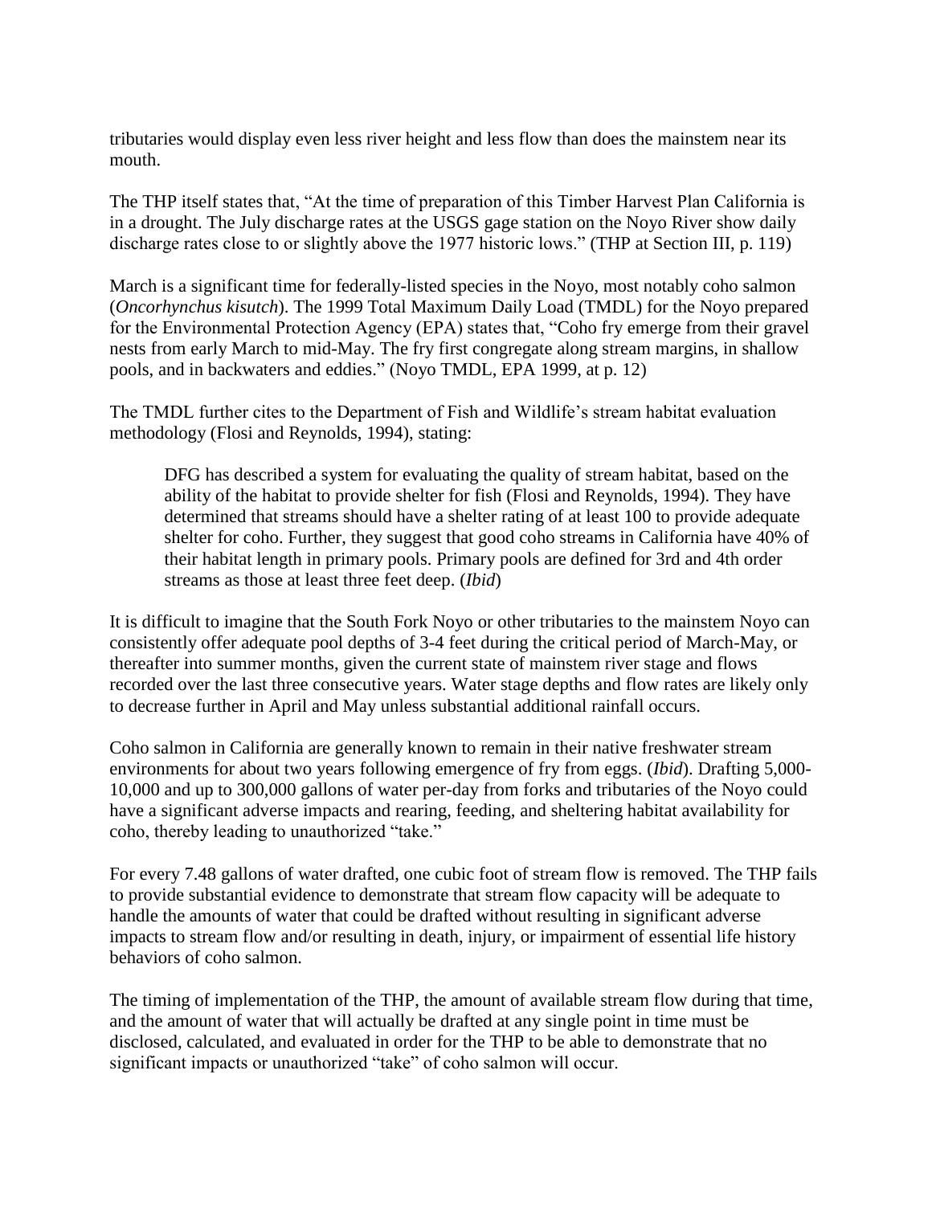tributaries would display even less river height and less flow than does the mainstem near its mouth.

The THP itself states that, "At the time of preparation of this Timber Harvest Plan California is in a drought. The July discharge rates at the USGS gage station on the Noyo River show daily discharge rates close to or slightly above the 1977 historic lows." (THP at Section III, p. 119)

March is a significant time for federally-listed species in the Noyo, most notably coho salmon (*Oncorhynchus kisutch*). The 1999 Total Maximum Daily Load (TMDL) for the Noyo prepared for the Environmental Protection Agency (EPA) states that, "Coho fry emerge from their gravel nests from early March to mid-May. The fry first congregate along stream margins, in shallow pools, and in backwaters and eddies." (Noyo TMDL, EPA 1999, at p. 12)

The TMDL further cites to the Department of Fish and Wildlife's stream habitat evaluation methodology (Flosi and Reynolds, 1994), stating:

> DFG has described a system for evaluating the quality of stream habitat, based on the ability of the habitat to provide shelter for fish (Flosi and Reynolds, 1994). They have determined that streams should have a shelter rating of at least 100 to provide adequate shelter for coho. Further, they suggest that good coho streams in California have 40% of their habitat length in primary pools. Primary pools are defined for 3rd and 4th order streams as those at least three feet deep. (*Ibid*)

It is difficult to imagine that the South Fork Noyo or other tributaries to the mainstem Noyo can consistently offer adequate pool depths of 3-4 feet during the critical period of March-May, or thereafter into summer months, given the current state of mainstem river stage and flows recorded over the last three consecutive years. Water stage depths and flow rates are likely only to decrease further in April and May unless substantial additional rainfall occurs.

Coho salmon in California are generally known to remain in their native freshwater stream environments for about two years following emergence of fry from eggs. (*Ibid*). Drafting 5,000-10,000 and up to 300,000 gallons of water per-day from forks and tributaries of the Noyo could have a significant adverse impacts and rearing, feeding, and sheltering habitat availability for coho, thereby leading to unauthorized "take."

For every 7.48 gallons of water drafted, one cubic foot of stream flow is removed. The THP fails to provide substantial evidence to demonstrate that stream flow capacity will be adequate to handle the amounts of water that could be drafted without resulting in significant adverse impacts to stream flow and/or resulting in death, injury, or impairment of essential life history behaviors of coho salmon.

The timing of implementation of the THP, the amount of available stream flow during that time, and the amount of water that will actually be drafted at any single point in time must be disclosed, calculated, and evaluated in order for the THP to be able to demonstrate that no significant impacts or unauthorized "take" of coho salmon will occur.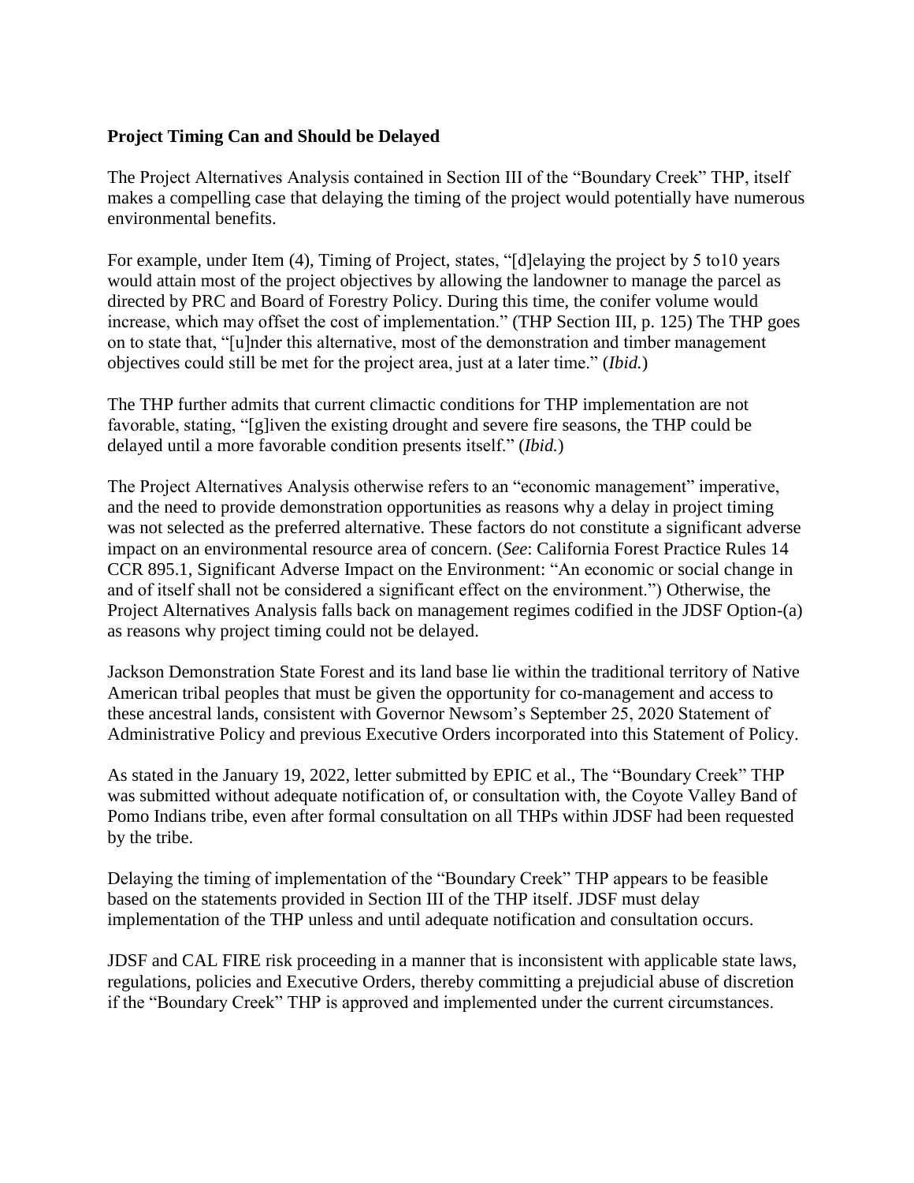**Project Timing Can and Should be Delayed**

The Project Alternatives Analysis contained in Section III of the "Boundary Creek" THP, itself makes a compelling case that delaying the timing of the project would potentially have numerous environmental benefits.

For example, under Item (4), Timing of Project, states, "[d]elaying the project by 5 to10 years would attain most of the project objectives by allowing the landowner to manage the parcel as directed by PRC and Board of Forestry Policy. During this time, the conifer volume would increase, which may offset the cost of implementation." (THP Section III, p. 125) The THP goes on to state that, "[u]nder this alternative, most of the demonstration and timber management objectives could still be met for the project area, just at a later time." (*Ibid.*)

The THP further admits that current climactic conditions for THP implementation are not favorable, stating, "[g]iven the existing drought and severe fire seasons, the THP could be delayed until a more favorable condition presents itself." (*Ibid.*)

The Project Alternatives Analysis otherwise refers to an "economic management" imperative, and the need to provide demonstration opportunities as reasons why a delay in project timing was not selected as the preferred alternative. These factors do not constitute a significant adverse impact on an environmental resource area of concern. (*See*: California Forest Practice Rules 14 CCR 895.1, Significant Adverse Impact on the Environment: "An economic or social change in and of itself shall not be considered a significant effect on the environment.") Otherwise, the Project Alternatives Analysis falls back on management regimes codified in the JDSF Option-(a) as reasons why project timing could not be delayed.

Jackson Demonstration State Forest and its land base lie within the traditional territory of Native American tribal peoples that must be given the opportunity for co-management and access to these ancestral lands, consistent with Governor Newsom's September 25, 2020 Statement of Administrative Policy and previous Executive Orders incorporated into this Statement of Policy.

As stated in the January 19, 2022, letter submitted by EPIC et al., The "Boundary Creek" THP was submitted without adequate notification of, or consultation with, the Coyote Valley Band of Pomo Indians tribe, even after formal consultation on all THPs within JDSF had been requested by the tribe.

Delaying the timing of implementation of the "Boundary Creek" THP appears to be feasible based on the statements provided in Section III of the THP itself. JDSF must delay implementation of the THP unless and until adequate notification and consultation occurs.

JDSF and CAL FIRE risk proceeding in a manner that is inconsistent with applicable state laws, regulations, policies and Executive Orders, thereby committing a prejudicial abuse of discretion if the "Boundary Creek" THP is approved and implemented under the current circumstances.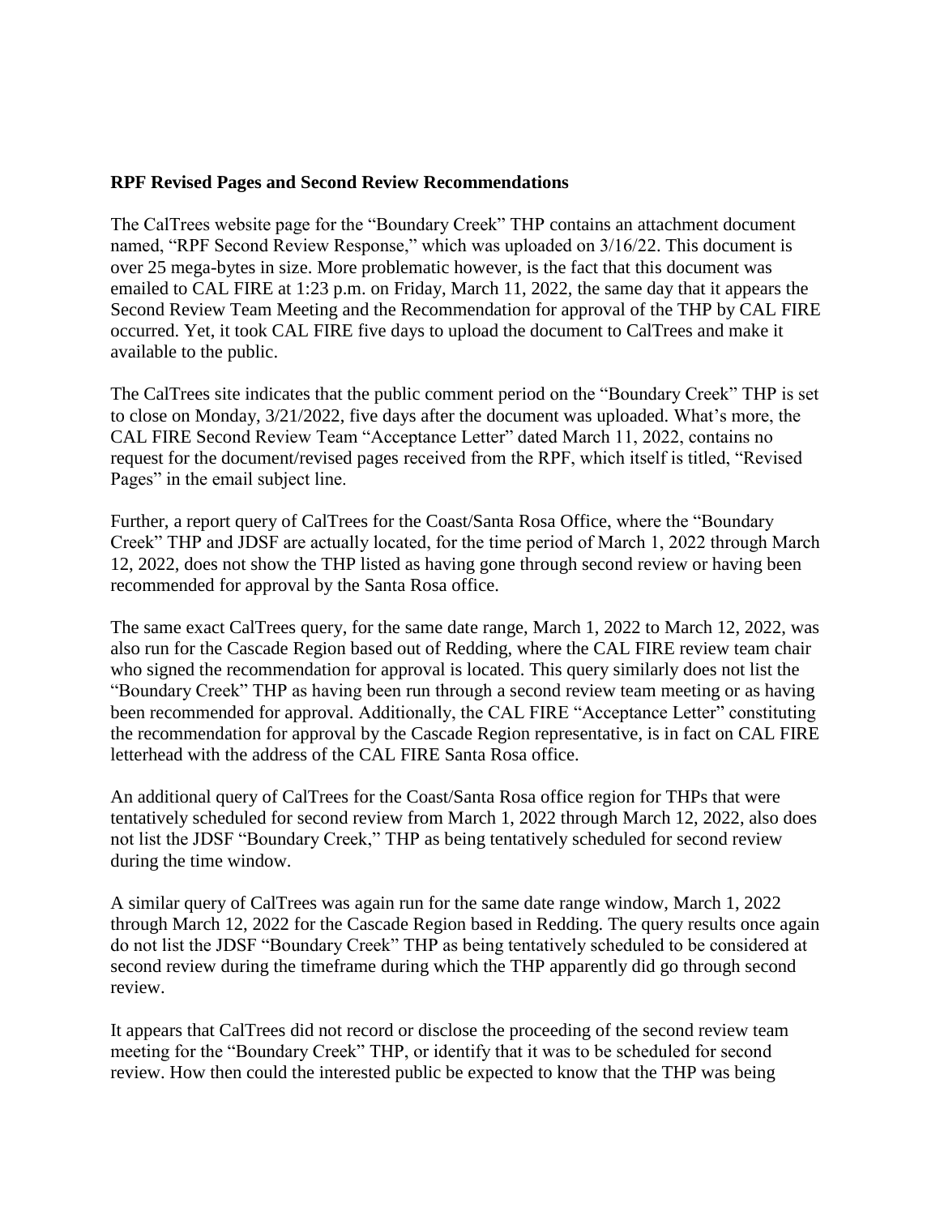**RPF Revised Pages and Second Review Recommendations**

The CalTrees website page for the "Boundary Creek" THP contains an attachment document named, "RPF Second Review Response," which was uploaded on 3/16/22. This document is over 25 mega-bytes in size. More problematic however, is the fact that this document was emailed to CAL FIRE at 1:23 p.m. on Friday, March 11, 2022, the same day that it appears the Second Review Team Meeting and the Recommendation for approval of the THP by CAL FIRE occurred. Yet, it took CAL FIRE five days to upload the document to CalTrees and make it available to the public.

The CalTrees site indicates that the public comment period on the "Boundary Creek" THP is set to close on Monday, 3/21/2022, five days after the document was uploaded. What's more, the CAL FIRE Second Review Team "Acceptance Letter" dated March 11, 2022, contains no request for the document/revised pages received from the RPF, which itself is titled, "Revised Pages" in the email subject line.

Further, a report query of CalTrees for the Coast/Santa Rosa Office, where the "Boundary Creek" THP and JDSF are actually located, for the time period of March 1, 2022 through March 12, 2022, does not show the THP listed as having gone through second review or having been recommended for approval by the Santa Rosa office.

The same exact CalTrees query, for the same date range, March 1, 2022 to March 12, 2022, was also run for the Cascade Region based out of Redding, where the CAL FIRE review team chair who signed the recommendation for approval is located. This query similarly does not list the "Boundary Creek" THP as having been run through a second review team meeting or as having been recommended for approval. Additionally, the CAL FIRE "Acceptance Letter" constituting the recommendation for approval by the Cascade Region representative, is in fact on CAL FIRE letterhead with the address of the CAL FIRE Santa Rosa office.

An additional query of CalTrees for the Coast/Santa Rosa office region for THPs that were tentatively scheduled for second review from March 1, 2022 through March 12, 2022, also does not list the JDSF "Boundary Creek," THP as being tentatively scheduled for second review during the time window.

A similar query of CalTrees was again run for the same date range window, March 1, 2022 through March 12, 2022 for the Cascade Region based in Redding. The query results once again do not list the JDSF "Boundary Creek" THP as being tentatively scheduled to be considered at second review during the timeframe during which the THP apparently did go through second review.

It appears that CalTrees did not record or disclose the proceeding of the second review team meeting for the "Boundary Creek" THP, or identify that it was to be scheduled for second review. How then could the interested public be expected to know that the THP was being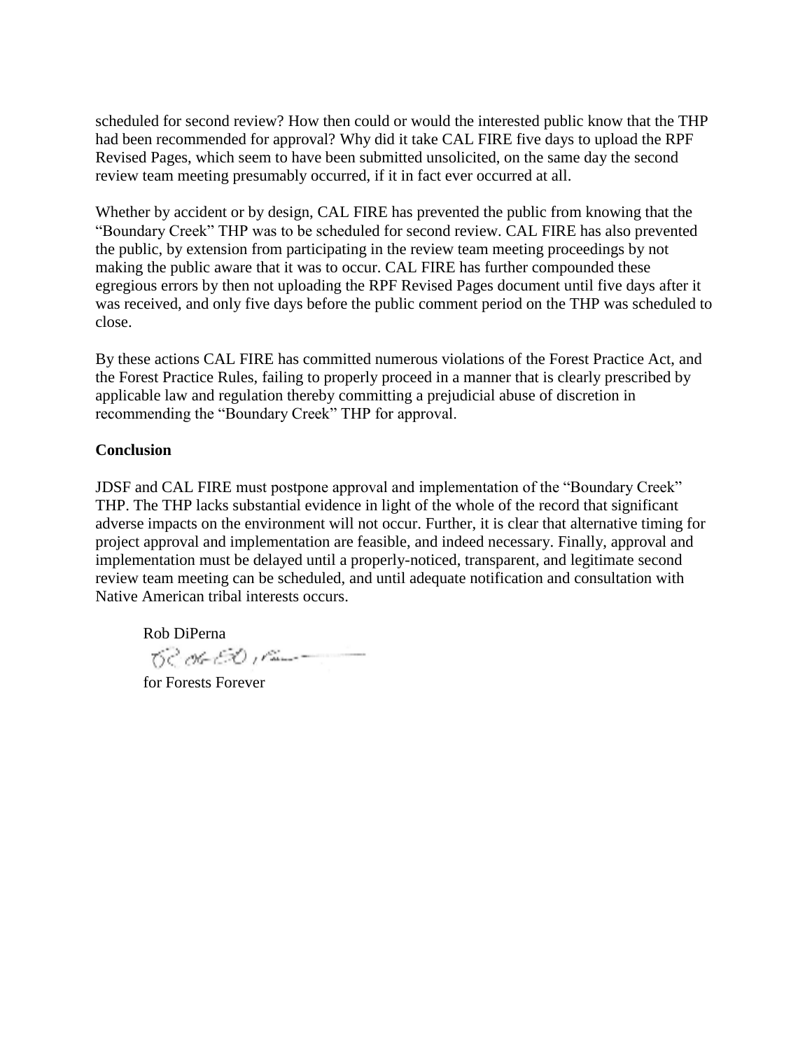scheduled for second review? How then could or would the interested public know that the THP had been recommended for approval? Why did it take CAL FIRE five days to upload the RPF Revised Pages, which seem to have been submitted unsolicited, on the same day the second review team meeting presumably occurred, if it in fact ever occurred at all.

Whether by accident or by design, CAL FIRE has prevented the public from knowing that the "Boundary Creek" THP was to be scheduled for second review. CAL FIRE has also prevented the public, by extension from participating in the review team meeting proceedings by not making the public aware that it was to occur. CAL FIRE has further compounded these egregious errors by then not uploading the RPF Revised Pages document until five days after it was received, and only five days before the public comment period on the THP was scheduled to close.

By these actions CAL FIRE has committed numerous violations of the Forest Practice Act, and the Forest Practice Rules, failing to properly proceed in a manner that is clearly prescribed by applicable law and regulation thereby committing a prejudicial abuse of discretion in recommending the "Boundary Creek" THP for approval.

**Conclusion**

JDSF and CAL FIRE must postpone approval and implementation of the "Boundary Creek" THP. The THP lacks substantial evidence in light of the whole of the record that significant adverse impacts on the environment will not occur. Further, it is clear that alternative timing for project approval and implementation are feasible, and indeed necessary. Finally, approval and implementation must be delayed until a properly-noticed, transparent, and legitimate second review team meeting can be scheduled, and until adequate notification and consultation with Native American tribal interests occurs.

Rob DiPerna

for Forests Forever